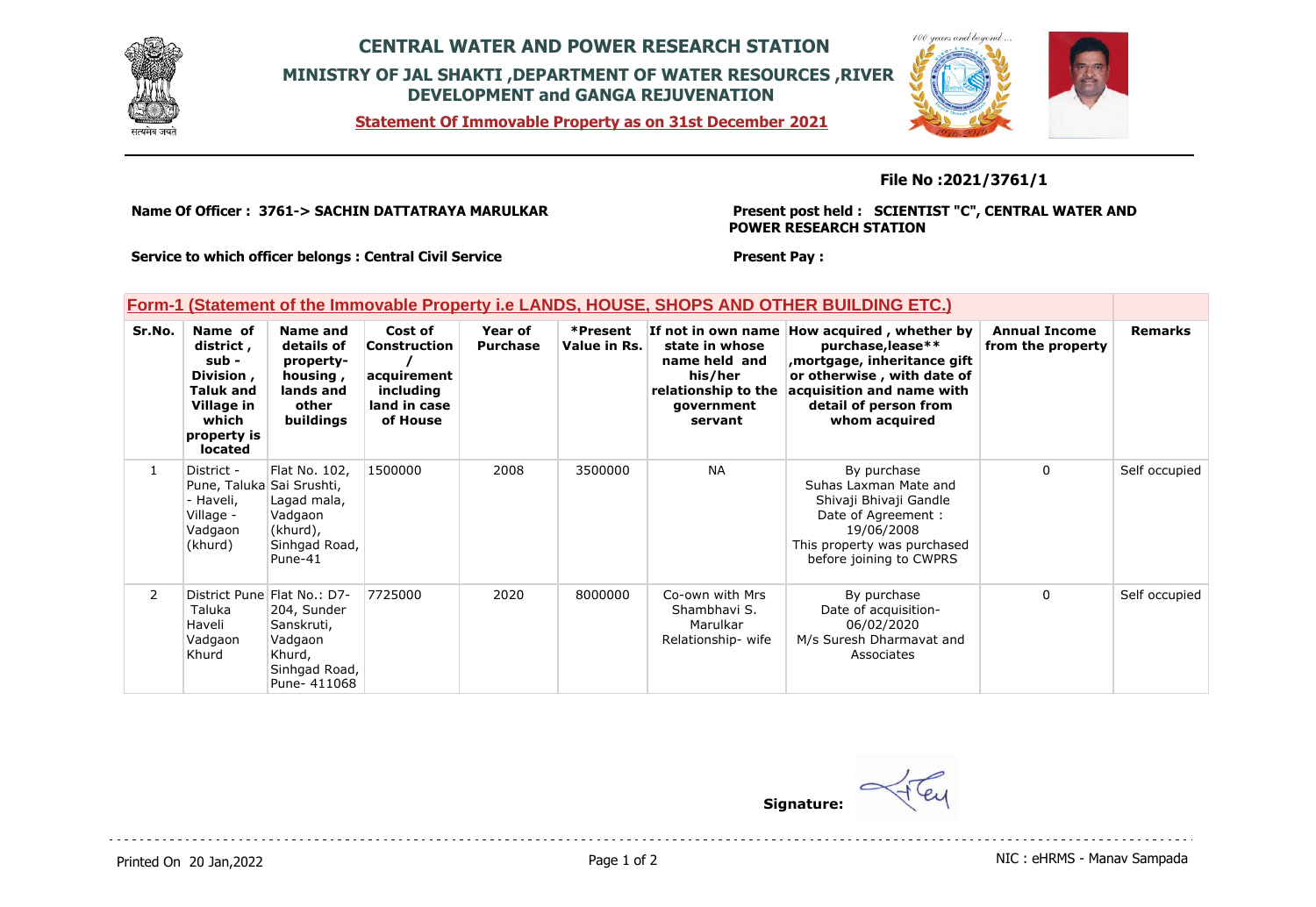# CENTRAL WATER AND POWER RESEARCH STATION

## MINISTRY OF JAL SHAKTI ,DEPARTMENT OF WATER RESOURCES ,RIVER DEVELOPMENT and GANGA REJUVENATION

**Statement Of Immovable Property as on 31st December 2021**

**File No :2021/3761/1**

**Name Of Officer : 3761-> SACHIN DATTATRAYA MARULKAR**

**Present post held : SCIENTIST "C", CENTRAL WATER AND POWER RESEARCH STATION**

**Service to which officer belongs : Central Civil Service**

**Present Pay :**

### Form-1 (Statement of the Immovable Property i.e LANDS, HOUSE, SHOPS AND OTHER BUILDING ETC.)

| Sr.No. | Name of district , sub - Division , Taluk and Village in which property is located | Name and details of property- housing , lands and other buildings | Cost of Construction / acquirement including land in case of House | Year of Purchase | *Present Value in Rs. | If not in own name state in whose name held and his/her relationship to the government servant | How acquired , whether by purchase,lease** ,mortgage, inheritance gift or otherwise , with date of acquisition and name with detail of person from whom acquired | Annual Income from the property | Remarks |
|---|---|---|---|---|---|---|---|---|---|
| 1 | District - Pune, Taluka - Haveli, Village - Vadgaon (khurd) | Flat No. 102, Sai Srushti, Lagad mala, Vadgaon (khurd), Sinhgad Road, Pune-41 | 1500000 | 2008 | 3500000 | NA | By purchase Suhas Laxman Mate and Shivaji Bhivaji Gandle Date of Agreement : 19/06/2008 This property was purchased before joining to CWPRS | 0 | Self occupied |
| 2 | District Pune Taluka Haveli Vadgaon Khurd | Flat No.: D7-204, Sunder Sanskruti, Vadgaon Khurd, Sinhgad Road, Pune- 411068 | 7725000 | 2020 | 8000000 | Co-own with Mrs Shambhavi S. Marulkar Relationship- wife | By purchase Date of acquisition- 06/02/2020 M/s Suresh Dharmavat and Associates | 0 | Self occupied |

**Signature:**

Printed On 20 Jan,2022

NIC : eHRMS - Manav Sampada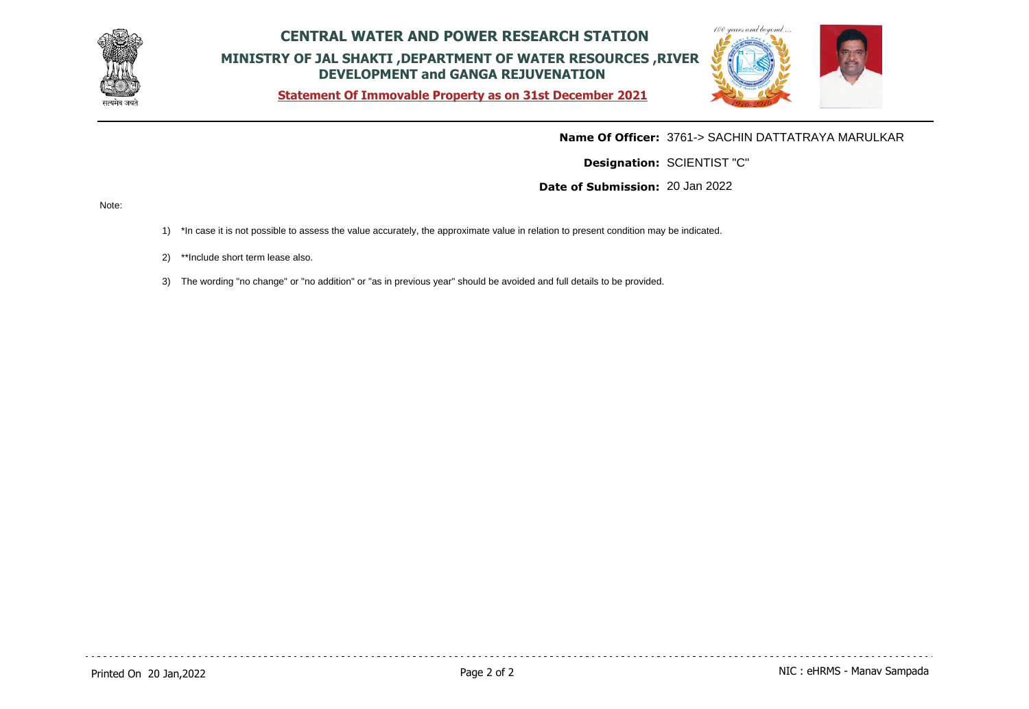# CENTRAL WATER AND POWER RESEARCH STATION

## MINISTRY OF JAL SHAKTI ,DEPARTMENT OF WATER RESOURCES ,RIVER DEVELOPMENT and GANGA REJUVENATION

**Statement Of Immovable Property as on 31st December 2021**

**Name Of Officer:** 3761-> SACHIN DATTATRAYA MARULKAR

**Designation:** SCIENTIST "C"

**Date of Submission:** 20 Jan 2022

Note:

1) *In case it is not possible to assess the value accurately, the approximate value in relation to present condition may be indicated.

2) **Include short term lease also.

3) The wording "no change" or "no addition" or "as in previous year" should be avoided and full details to be provided.

Printed On 20 Jan,2022

NIC : eHRMS - Manav Sampada